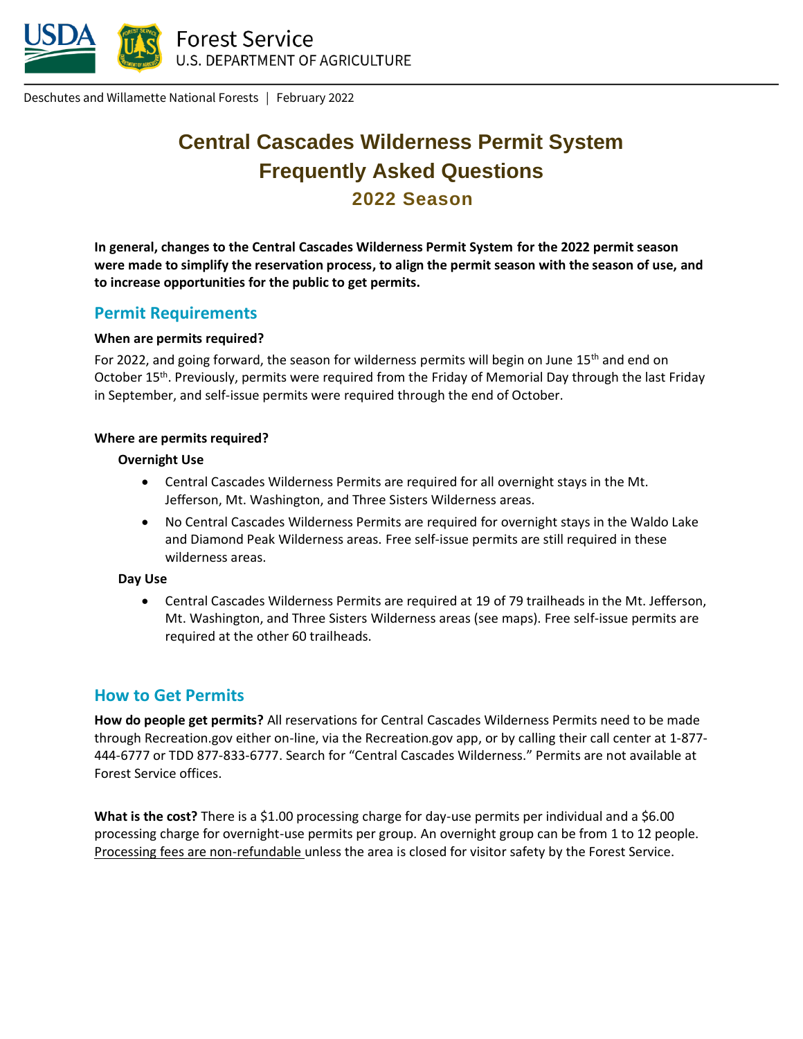Forest Service
U.S. DEPARTMENT OF AGRICULTURE

Deschutes and Willamette National Forests | February 2022

# Central Cascades Wilderness Permit System Frequently Asked Questions

## 2022 Season

**In general, changes to the Central Cascades Wilderness Permit System for the 2022 permit season were made to simplify the reservation process, to align the permit season with the season of use, and to increase opportunities for the public to get permits.**

## Permit Requirements

**When are permits required?**

For 2022, and going forward, the season for wilderness permits will begin on June 15th and end on October 15th. Previously, permits were required from the Friday of Memorial Day through the last Friday in September, and self-issue permits were required through the end of October.

**Where are permits required?**

**Overnight Use**

- Central Cascades Wilderness Permits are required for all overnight stays in the Mt. Jefferson, Mt. Washington, and Three Sisters Wilderness areas.
- No Central Cascades Wilderness Permits are required for overnight stays in the Waldo Lake and Diamond Peak Wilderness areas. Free self-issue permits are still required in these wilderness areas.

**Day Use**

- Central Cascades Wilderness Permits are required at 19 of 79 trailheads in the Mt. Jefferson, Mt. Washington, and Three Sisters Wilderness areas (see maps). Free self-issue permits are required at the other 60 trailheads.

## How to Get Permits

**How do people get permits?** All reservations for Central Cascades Wilderness Permits need to be made through Recreation.gov either on-line, via the Recreation.gov app, or by calling their call center at 1-877-444-6777 or TDD 877-833-6777. Search for "Central Cascades Wilderness." Permits are not available at Forest Service offices.

**What is the cost?** There is a $1.00 processing charge for day-use permits per individual and a $6.00 processing charge for overnight-use permits per group. An overnight group can be from 1 to 12 people. Processing fees are non-refundable unless the area is closed for visitor safety by the Forest Service.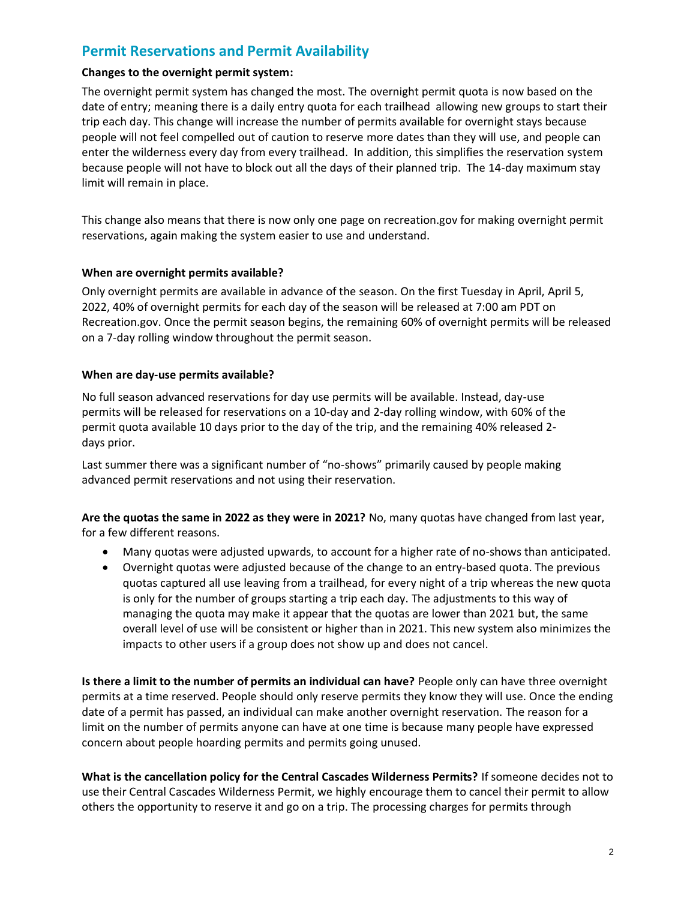## Permit Reservations and Permit Availability

**Changes to the overnight permit system:**

The overnight permit system has changed the most. The overnight permit quota is now based on the date of entry; meaning there is a daily entry quota for each trailhead allowing new groups to start their trip each day. This change will increase the number of permits available for overnight stays because people will not feel compelled out of caution to reserve more dates than they will use, and people can enter the wilderness every day from every trailhead. In addition, this simplifies the reservation system because people will not have to block out all the days of their planned trip. The 14-day maximum stay limit will remain in place.

This change also means that there is now only one page on recreation.gov for making overnight permit reservations, again making the system easier to use and understand.

**When are overnight permits available?**

Only overnight permits are available in advance of the season. On the first Tuesday in April, April 5, 2022, 40% of overnight permits for each day of the season will be released at 7:00 am PDT on Recreation.gov. Once the permit season begins, the remaining 60% of overnight permits will be released on a 7-day rolling window throughout the permit season.

**When are day-use permits available?**

No full season advanced reservations for day use permits will be available. Instead, day-use permits will be released for reservations on a 10-day and 2-day rolling window, with 60% of the permit quota available 10 days prior to the day of the trip, and the remaining 40% released 2-days prior.

Last summer there was a significant number of "no-shows" primarily caused by people making advanced permit reservations and not using their reservation.

**Are the quotas the same in 2022 as they were in 2021?** No, many quotas have changed from last year, for a few different reasons.

- Many quotas were adjusted upwards, to account for a higher rate of no-shows than anticipated.
- Overnight quotas were adjusted because of the change to an entry-based quota. The previous quotas captured all use leaving from a trailhead, for every night of a trip whereas the new quota is only for the number of groups starting a trip each day. The adjustments to this way of managing the quota may make it appear that the quotas are lower than 2021 but, the same overall level of use will be consistent or higher than in 2021. This new system also minimizes the impacts to other users if a group does not show up and does not cancel.

**Is there a limit to the number of permits an individual can have?** People only can have three overnight permits at a time reserved. People should only reserve permits they know they will use. Once the ending date of a permit has passed, an individual can make another overnight reservation. The reason for a limit on the number of permits anyone can have at one time is because many people have expressed concern about people hoarding permits and permits going unused.

**What is the cancellation policy for the Central Cascades Wilderness Permits?** If someone decides not to use their Central Cascades Wilderness Permit, we highly encourage them to cancel their permit to allow others the opportunity to reserve it and go on a trip. The processing charges for permits through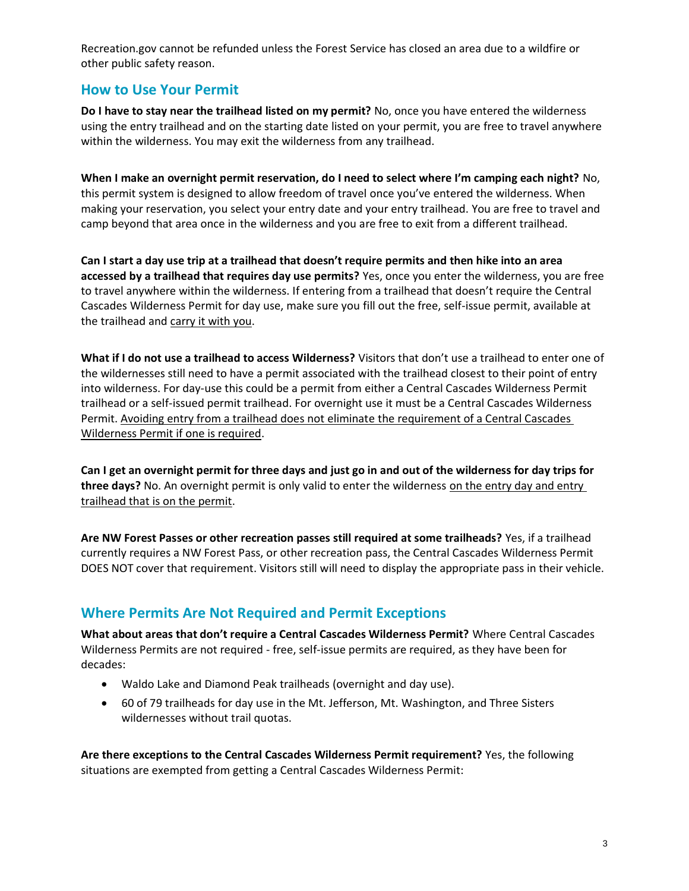Recreation.gov cannot be refunded unless the Forest Service has closed an area due to a wildfire or other public safety reason.

## How to Use Your Permit

**Do I have to stay near the trailhead listed on my permit?** No, once you have entered the wilderness using the entry trailhead and on the starting date listed on your permit, you are free to travel anywhere within the wilderness. You may exit the wilderness from any trailhead.

**When I make an overnight permit reservation, do I need to select where I'm camping each night?** No, this permit system is designed to allow freedom of travel once you've entered the wilderness. When making your reservation, you select your entry date and your entry trailhead. You are free to travel and camp beyond that area once in the wilderness and you are free to exit from a different trailhead.

**Can I start a day use trip at a trailhead that doesn't require permits and then hike into an area accessed by a trailhead that requires day use permits?** Yes, once you enter the wilderness, you are free to travel anywhere within the wilderness. If entering from a trailhead that doesn't require the Central Cascades Wilderness Permit for day use, make sure you fill out the free, self-issue permit, available at the trailhead and carry it with you.

**What if I do not use a trailhead to access Wilderness?** Visitors that don't use a trailhead to enter one of the wildernesses still need to have a permit associated with the trailhead closest to their point of entry into wilderness. For day-use this could be a permit from either a Central Cascades Wilderness Permit trailhead or a self-issued permit trailhead. For overnight use it must be a Central Cascades Wilderness Permit. Avoiding entry from a trailhead does not eliminate the requirement of a Central Cascades Wilderness Permit if one is required.

**Can I get an overnight permit for three days and just go in and out of the wilderness for day trips for three days?** No. An overnight permit is only valid to enter the wilderness on the entry day and entry trailhead that is on the permit.

**Are NW Forest Passes or other recreation passes still required at some trailheads?** Yes, if a trailhead currently requires a NW Forest Pass, or other recreation pass, the Central Cascades Wilderness Permit DOES NOT cover that requirement. Visitors still will need to display the appropriate pass in their vehicle.

## Where Permits Are Not Required and Permit Exceptions

**What about areas that don't require a Central Cascades Wilderness Permit?** Where Central Cascades Wilderness Permits are not required - free, self-issue permits are required, as they have been for decades:

- Waldo Lake and Diamond Peak trailheads (overnight and day use).
- 60 of 79 trailheads for day use in the Mt. Jefferson, Mt. Washington, and Three Sisters wildernesses without trail quotas.

**Are there exceptions to the Central Cascades Wilderness Permit requirement?** Yes, the following situations are exempted from getting a Central Cascades Wilderness Permit: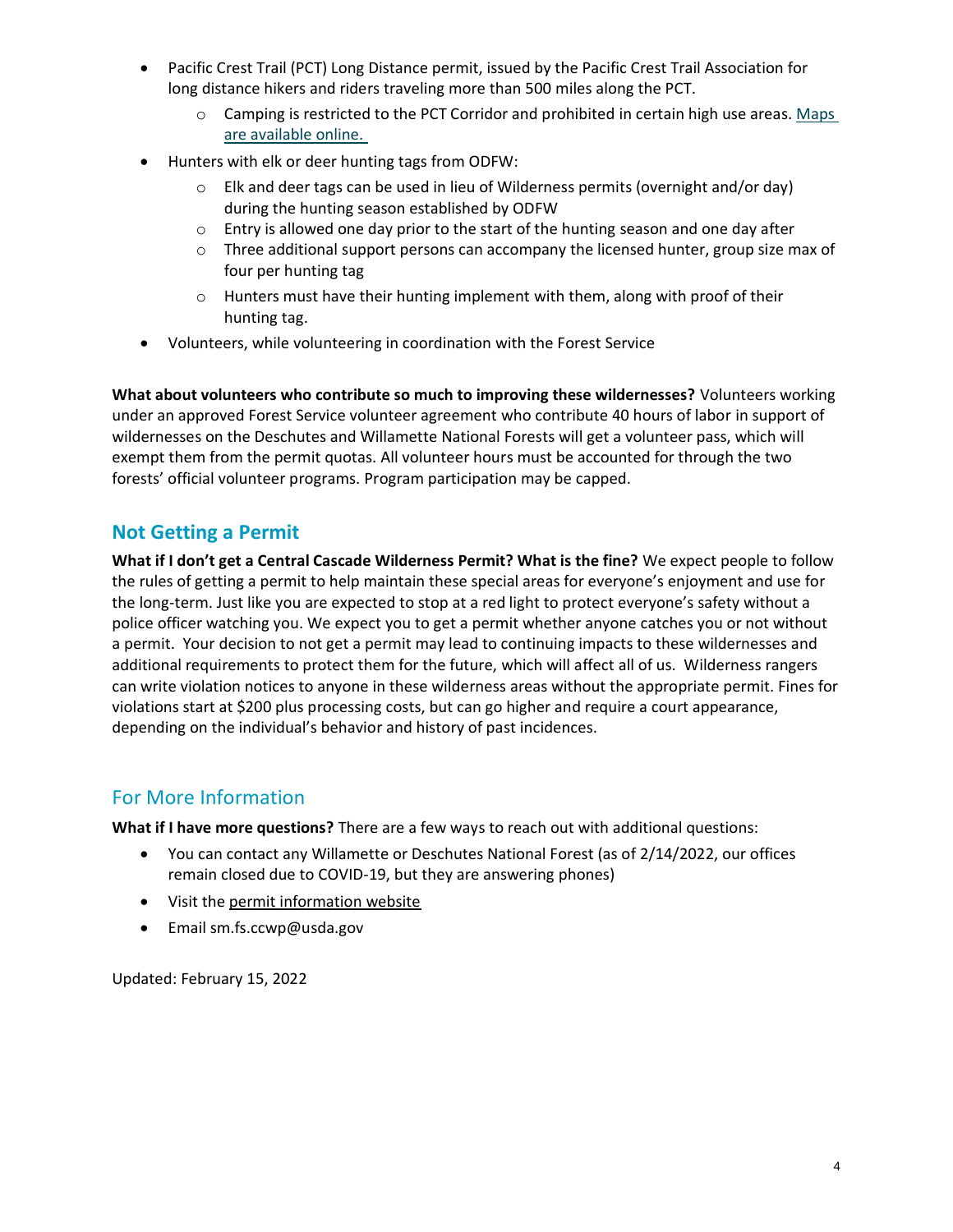- Pacific Crest Trail (PCT) Long Distance permit, issued by the Pacific Crest Trail Association for long distance hikers and riders traveling more than 500 miles along the PCT.
  - Camping is restricted to the PCT Corridor and prohibited in certain high use areas. Maps are available online.
- Hunters with elk or deer hunting tags from ODFW:
  - Elk and deer tags can be used in lieu of Wilderness permits (overnight and/or day) during the hunting season established by ODFW
  - Entry is allowed one day prior to the start of the hunting season and one day after
  - Three additional support persons can accompany the licensed hunter, group size max of four per hunting tag
  - Hunters must have their hunting implement with them, along with proof of their hunting tag.
- Volunteers, while volunteering in coordination with the Forest Service

**What about volunteers who contribute so much to improving these wildernesses?** Volunteers working under an approved Forest Service volunteer agreement who contribute 40 hours of labor in support of wildernesses on the Deschutes and Willamette National Forests will get a volunteer pass, which will exempt them from the permit quotas. All volunteer hours must be accounted for through the two forests' official volunteer programs. Program participation may be capped.

## Not Getting a Permit

**What if I don't get a Central Cascade Wilderness Permit? What is the fine?** We expect people to follow the rules of getting a permit to help maintain these special areas for everyone's enjoyment and use for the long-term. Just like you are expected to stop at a red light to protect everyone's safety without a police officer watching you. We expect you to get a permit whether anyone catches you or not without a permit. Your decision to not get a permit may lead to continuing impacts to these wildernesses and additional requirements to protect them for the future, which will affect all of us. Wilderness rangers can write violation notices to anyone in these wilderness areas without the appropriate permit. Fines for violations start at $200 plus processing costs, but can go higher and require a court appearance, depending on the individual's behavior and history of past incidences.

## For More Information

**What if I have more questions?** There are a few ways to reach out with additional questions:

- You can contact any Willamette or Deschutes National Forest (as of 2/14/2022, our offices remain closed due to COVID-19, but they are answering phones)
- Visit the permit information website
- Email sm.fs.ccwp@usda.gov

Updated: February 15, 2022